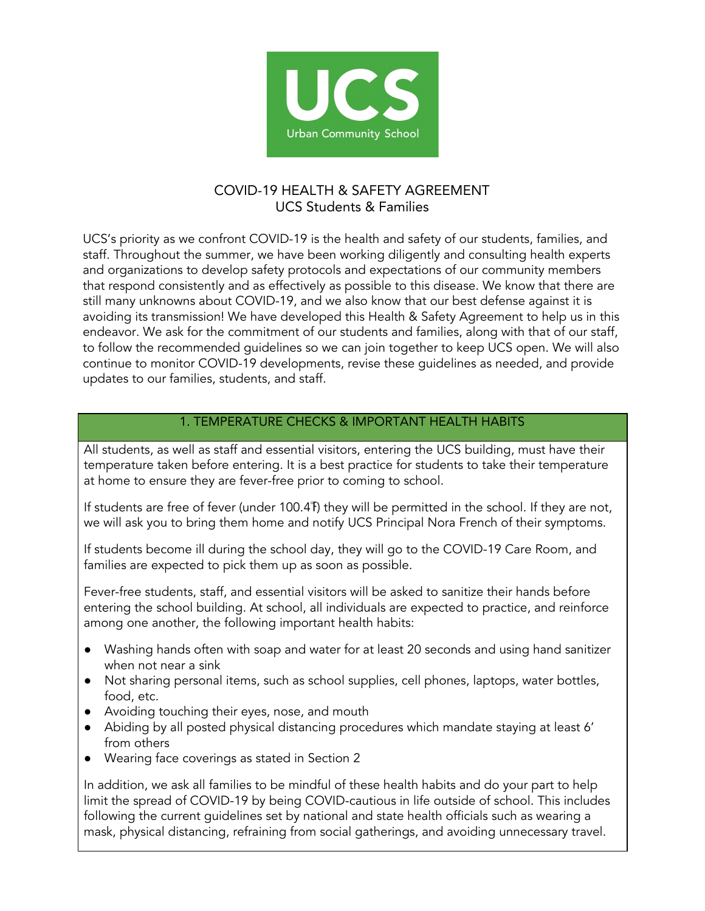UCS
Urban Community School

# COVID-19 HEALTH & SAFETY AGREEMENT
## UCS Students & Families

UCS's priority as we confront COVID-19 is the health and safety of our students, families, and staff. Throughout the summer, we have been working diligently and consulting health experts and organizations to develop safety protocols and expectations of our community members that respond consistently and as effectively as possible to this disease. We know that there are still many unknowns about COVID-19, and we also know that our best defense against it is avoiding its transmission! We have developed this Health & Safety Agreement to help us in this endeavor. We ask for the commitment of our students and families, along with that of our staff, to follow the recommended guidelines so we can join together to keep UCS open. We will also continue to monitor COVID-19 developments, revise these guidelines as needed, and provide updates to our families, students, and staff.

### 1. TEMPERATURE CHECKS & IMPORTANT HEALTH HABITS

All students, as well as staff and essential visitors, entering the UCS building, must have their temperature taken before entering. It is a best practice for students to take their temperature at home to ensure they are fever-free prior to coming to school.

If students are free of fever (under 100.4℉) they will be permitted in the school. If they are not, we will ask you to bring them home and notify UCS Principal Nora French of their symptoms.

If students become ill during the school day, they will go to the COVID-19 Care Room, and families are expected to pick them up as soon as possible.

Fever-free students, staff, and essential visitors will be asked to sanitize their hands before entering the school building. At school, all individuals are expected to practice, and reinforce among one another, the following important health habits:

- Washing hands often with soap and water for at least 20 seconds and using hand sanitizer when not near a sink
- Not sharing personal items, such as school supplies, cell phones, laptops, water bottles, food, etc.
- Avoiding touching their eyes, nose, and mouth
- Abiding by all posted physical distancing procedures which mandate staying at least 6' from others
- Wearing face coverings as stated in Section 2

In addition, we ask all families to be mindful of these health habits and do your part to help limit the spread of COVID-19 by being COVID-cautious in life outside of school. This includes following the current guidelines set by national and state health officials such as wearing a mask, physical distancing, refraining from social gatherings, and avoiding unnecessary travel.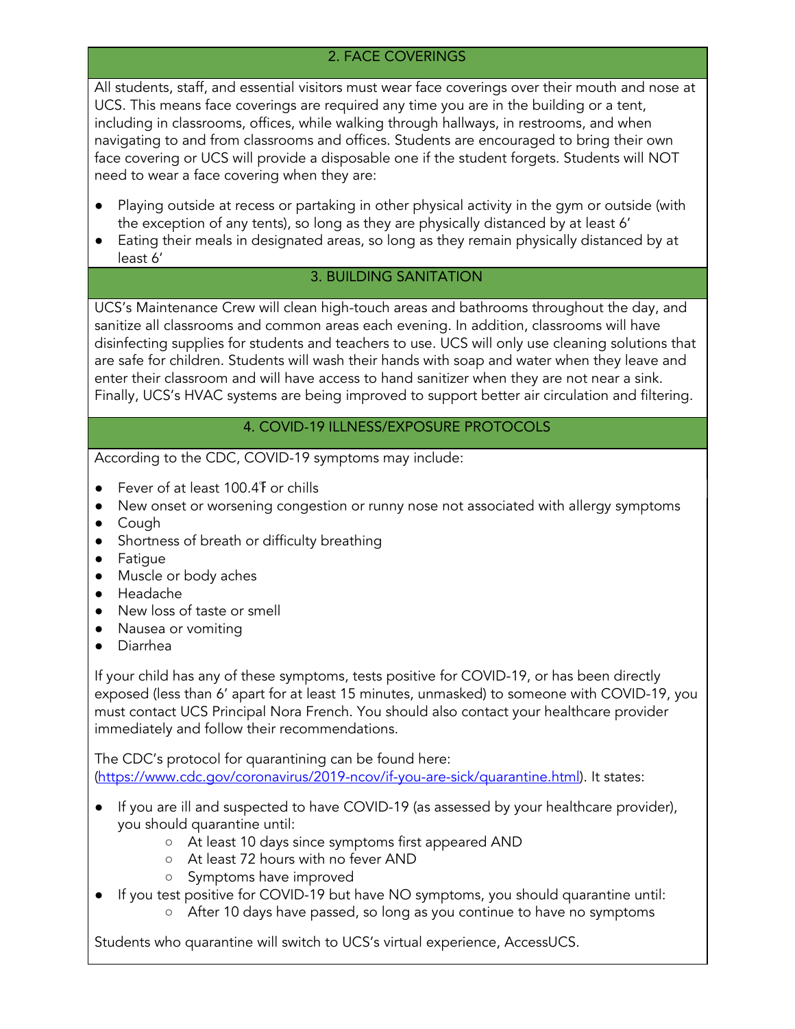## 2. FACE COVERINGS

All students, staff, and essential visitors must wear face coverings over their mouth and nose at UCS. This means face coverings are required any time you are in the building or a tent, including in classrooms, offices, while walking through hallways, in restrooms, and when navigating to and from classrooms and offices. Students are encouraged to bring their own face covering or UCS will provide a disposable one if the student forgets. Students will NOT need to wear a face covering when they are:

- Playing outside at recess or partaking in other physical activity in the gym or outside (with the exception of any tents), so long as they are physically distanced by at least 6'
- Eating their meals in designated areas, so long as they remain physically distanced by at least 6'

## 3. BUILDING SANITATION

UCS's Maintenance Crew will clean high-touch areas and bathrooms throughout the day, and sanitize all classrooms and common areas each evening. In addition, classrooms will have disinfecting supplies for students and teachers to use. UCS will only use cleaning solutions that are safe for children. Students will wash their hands with soap and water when they leave and enter their classroom and will have access to hand sanitizer when they are not near a sink. Finally, UCS's HVAC systems are being improved to support better air circulation and filtering.

## 4. COVID-19 ILLNESS/EXPOSURE PROTOCOLS

According to the CDC, COVID-19 symptoms may include:

- Fever of at least 100.4℉ or chills
- New onset or worsening congestion or runny nose not associated with allergy symptoms
- Cough
- Shortness of breath or difficulty breathing
- Fatigue
- Muscle or body aches
- Headache
- New loss of taste or smell
- Nausea or vomiting
- Diarrhea

If your child has any of these symptoms, tests positive for COVID-19, or has been directly exposed (less than 6' apart for at least 15 minutes, unmasked) to someone with COVID-19, you must contact UCS Principal Nora French. You should also contact your healthcare provider immediately and follow their recommendations.

The CDC's protocol for quarantining can be found here: (https://www.cdc.gov/coronavirus/2019-ncov/if-you-are-sick/quarantine.html). It states:

- If you are ill and suspected to have COVID-19 (as assessed by your healthcare provider), you should quarantine until:
    - At least 10 days since symptoms first appeared AND
    - At least 72 hours with no fever AND
    - Symptoms have improved
- If you test positive for COVID-19 but have NO symptoms, you should quarantine until:
    - After 10 days have passed, so long as you continue to have no symptoms

Students who quarantine will switch to UCS's virtual experience, AccessUCS.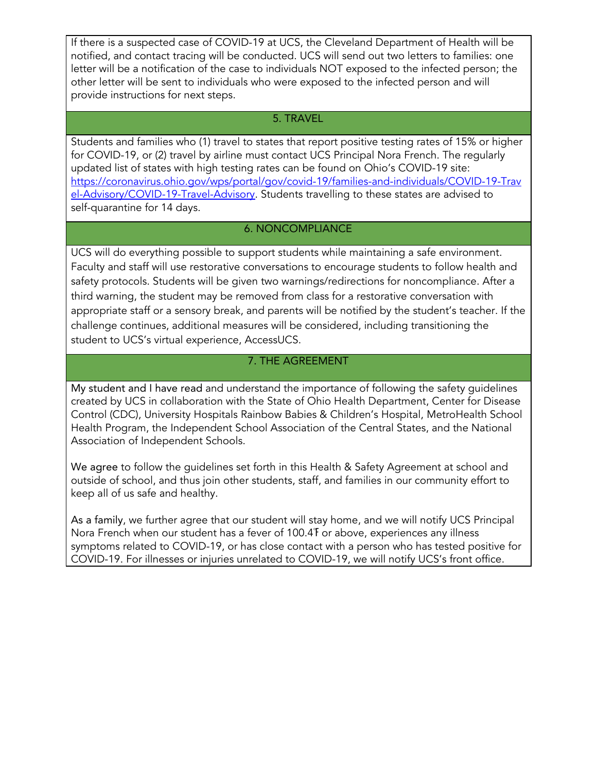If there is a suspected case of COVID-19 at UCS, the Cleveland Department of Health will be notified, and contact tracing will be conducted. UCS will send out two letters to families: one letter will be a notification of the case to individuals NOT exposed to the infected person; the other letter will be sent to individuals who were exposed to the infected person and will provide instructions for next steps.

## 5. TRAVEL

Students and families who (1) travel to states that report positive testing rates of 15% or higher for COVID-19, or (2) travel by airline must contact UCS Principal Nora French. The regularly updated list of states with high testing rates can be found on Ohio's COVID-19 site: [https://coronavirus.ohio.gov/wps/portal/gov/covid-19/families-and-individuals/COVID-19-Travel-Advisory/COVID-19-Travel-Advisory](https://coronavirus.ohio.gov/wps/portal/gov/covid-19/families-and-individuals/COVID-19-Travel-Advisory/COVID-19-Travel-Advisory). Students travelling to these states are advised to self-quarantine for 14 days.

## 6. NONCOMPLIANCE

UCS will do everything possible to support students while maintaining a safe environment. Faculty and staff will use restorative conversations to encourage students to follow health and safety protocols. Students will be given two warnings/redirections for noncompliance. After a third warning, the student may be removed from class for a restorative conversation with appropriate staff or a sensory break, and parents will be notified by the student's teacher. If the challenge continues, additional measures will be considered, including transitioning the student to UCS's virtual experience, AccessUCS.

## 7. THE AGREEMENT

My student and I have read and understand the importance of following the safety guidelines created by UCS in collaboration with the State of Ohio Health Department, Center for Disease Control (CDC), University Hospitals Rainbow Babies & Children's Hospital, MetroHealth School Health Program, the Independent School Association of the Central States, and the National Association of Independent Schools.

We agree to follow the guidelines set forth in this Health & Safety Agreement at school and outside of school, and thus join other students, staff, and families in our community effort to keep all of us safe and healthy.

As a family, we further agree that our student will stay home, and we will notify UCS Principal Nora French when our student has a fever of 100.4℉ or above, experiences any illness symptoms related to COVID-19, or has close contact with a person who has tested positive for COVID-19. For illnesses or injuries unrelated to COVID-19, we will notify UCS's front office.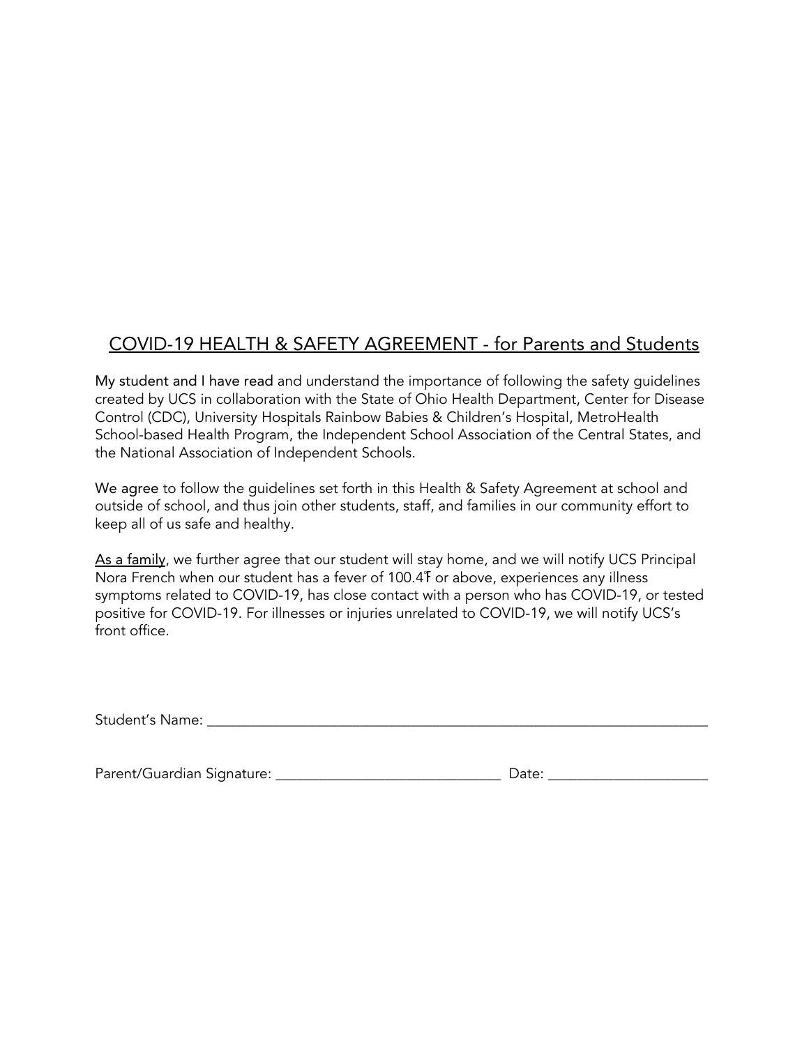# COVID-19 HEALTH & SAFETY AGREEMENT - for Parents and Students

My student and I have read and understand the importance of following the safety guidelines created by UCS in collaboration with the State of Ohio Health Department, Center for Disease Control (CDC), University Hospitals Rainbow Babies & Children's Hospital, MetroHealth School-based Health Program, the Independent School Association of the Central States, and the National Association of Independent Schools.

We agree to follow the guidelines set forth in this Health & Safety Agreement at school and outside of school, and thus join other students, staff, and families in our community effort to keep all of us safe and healthy.

As a family, we further agree that our student will stay home, and we will notify UCS Principal Nora French when our student has a fever of 100.4℉ or above, experiences any illness symptoms related to COVID-19, has close contact with a person who has COVID-19, or tested positive for COVID-19. For illnesses or injuries unrelated to COVID-19, we will notify UCS's front office.

Student's Name: ______________________________________________________________________

Parent/Guardian Signature: ______________________________ Date: _____________________